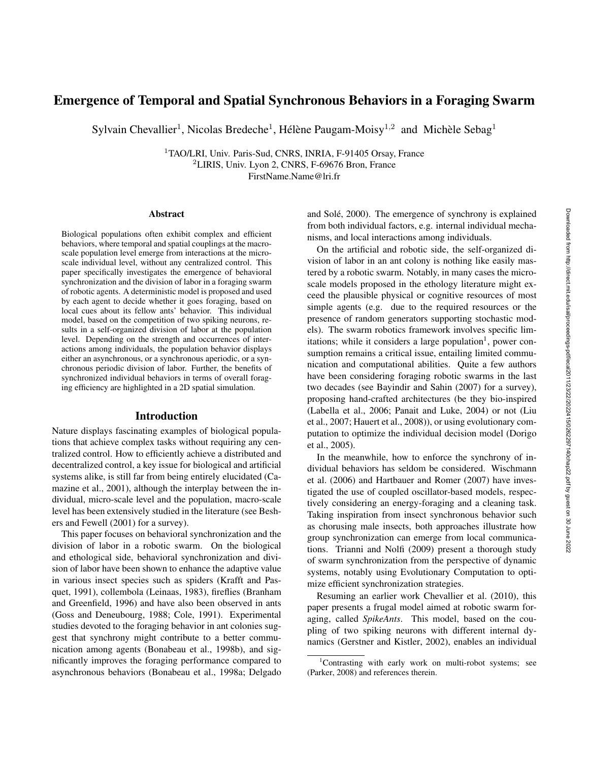# Emergence of Temporal and Spatial Synchronous Behaviors in a Foraging Swarm

Sylvain Chevallier[1], Nicolas Bredeche[1], Hélène Paugam-Moisy[1,2] and Michèle Sebag[1]

[1]TAO/LRI, Univ. Paris-Sud, CNRS, INRIA, F-91405 Orsay, France
[2]LIRIS, Univ. Lyon 2, CNRS, F-69676 Bron, France
FirstName.Name@lri.fr

### Abstract

Biological populations often exhibit complex and efficient behaviors, where temporal and spatial couplings at the macro-scale population level emerge from interactions at the micro-scale individual level, without any centralized control. This paper specifically investigates the emergence of behavioral synchronization and the division of labor in a foraging swarm of robotic agents. A deterministic model is proposed and used by each agent to decide whether it goes foraging, based on local cues about its fellow ants' behavior. This individual model, based on the competition of two spiking neurons, results in a self-organized division of labor at the population level. Depending on the strength and occurrences of interactions among individuals, the population behavior displays either an asynchronous, or a synchronous aperiodic, or a synchronous periodic division of labor. Further, the benefits of synchronized individual behaviors in terms of overall foraging efficiency are highlighted in a 2D spatial simulation.

## Introduction

Nature displays fascinating examples of biological populations that achieve complex tasks without requiring any centralized control. How to efficiently achieve a distributed and decentralized control, a key issue for biological and artificial systems alike, is still far from being entirely elucidated (Camazine et al., 2001), although the interplay between the individual, micro-scale level and the population, macro-scale level has been extensively studied in the literature (see Beshers and Fewell (2001) for a survey).

This paper focuses on behavioral synchronization and the division of labor in a robotic swarm. On the biological and ethological side, behavioral synchronization and division of labor have been shown to enhance the adaptive value in various insect species such as spiders (Krafft and Pasquet, 1991), collembola (Leinaas, 1983), fireflies (Branham and Greenfield, 1996) and have also been observed in ants (Goss and Deneubourg, 1988; Cole, 1991). Experimental studies devoted to the foraging behavior in ant colonies suggest that synchrony might contribute to a better communication among agents (Bonabeau et al., 1998b), and significantly improves the foraging performance compared to asynchronous behaviors (Bonabeau et al., 1998a; Delgado and Solé, 2000). The emergence of synchrony is explained from both individual factors, e.g. internal individual mechanisms, and local interactions among individuals.

On the artificial and robotic side, the self-organized division of labor in an ant colony is nothing like easily mastered by a robotic swarm. Notably, in many cases the micro-scale models proposed in the ethology literature might exceed the plausible physical or cognitive resources of most simple agents (e.g. due to the required resources or the presence of random generators supporting stochastic models). The swarm robotics framework involves specific limitations; while it considers a large population[1], power consumption remains a critical issue, entailing limited communication and computational abilities. Quite a few authors have been considering foraging robotic swarms in the last two decades (see Bayindir and Sahin (2007) for a survey), proposing hand-crafted architectures (be they bio-inspired (Labella et al., 2006; Panait and Luke, 2004) or not (Liu et al., 2007; Hauert et al., 2008)), or using evolutionary computation to optimize the individual decision model (Dorigo et al., 2005).

In the meanwhile, how to enforce the synchrony of individual behaviors has seldom be considered. Wischmann et al. (2006) and Hartbauer and Romer (2007) have investigated the use of coupled oscillator-based models, respectively considering an energy-foraging and a cleaning task. Taking inspiration from insect synchronous behavior such as chorusing male insects, both approaches illustrate how group synchronization can emerge from local communications. Trianni and Nolfi (2009) present a thorough study of swarm synchronization from the perspective of dynamic systems, notably using Evolutionary Computation to optimize efficient synchronization strategies.

Resuming an earlier work Chevallier et al. (2010), this paper presents a frugal model aimed at robotic swarm foraging, called *SpikeAnts*. This model, based on the coupling of two spiking neurons with different internal dynamics (Gerstner and Kistler, 2002), enables an individual

[1]Contrasting with early work on multi-robot systems; see (Parker, 2008) and references therein.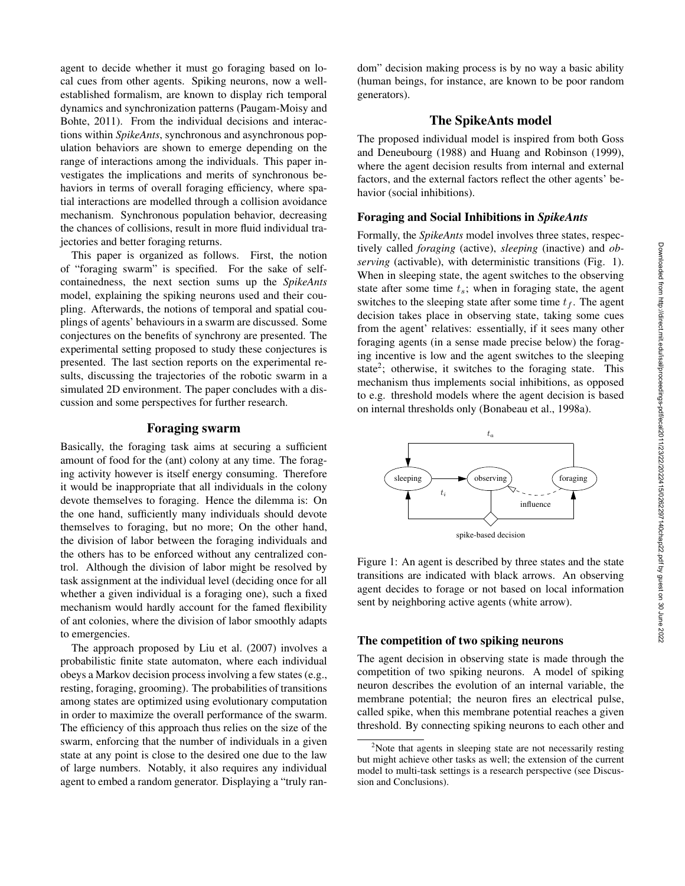agent to decide whether it must go foraging based on local cues from other agents. Spiking neurons, now a well-established formalism, are known to display rich temporal dynamics and synchronization patterns (Paugam-Moisy and Bohte, 2011). From the individual decisions and interactions within *SpikeAnts*, synchronous and asynchronous population behaviors are shown to emerge depending on the range of interactions among the individuals. This paper investigates the implications and merits of synchronous behaviors in terms of overall foraging efficiency, where spatial interactions are modelled through a collision avoidance mechanism. Synchronous population behavior, decreasing the chances of collisions, result in more fluid individual trajectories and better foraging returns.

This paper is organized as follows. First, the notion of "foraging swarm" is specified. For the sake of self-containedness, the next section sums up the *SpikeAnts* model, explaining the spiking neurons used and their coupling. Afterwards, the notions of temporal and spatial couplings of agents' behaviours in a swarm are discussed. Some conjectures on the benefits of synchrony are presented. The experimental setting proposed to study these conjectures is presented. The last section reports on the experimental results, discussing the trajectories of the robotic swarm in a simulated 2D environment. The paper concludes with a discussion and some perspectives for further research.

## Foraging swarm

Basically, the foraging task aims at securing a sufficient amount of food for the (ant) colony at any time. The foraging activity however is itself energy consuming. Therefore it would be inappropriate that all individuals in the colony devote themselves to foraging. Hence the dilemma is: On the one hand, sufficiently many individuals should devote themselves to foraging, but no more; On the other hand, the division of labor between the foraging individuals and the others has to be enforced without any centralized control. Although the division of labor might be resolved by task assignment at the individual level (deciding once for all whether a given individual is a foraging one), such a fixed mechanism would hardly account for the famed flexibility of ant colonies, where the division of labor smoothly adapts to emergencies.

The approach proposed by Liu et al. (2007) involves a probabilistic finite state automaton, where each individual obeys a Markov decision process involving a few states (e.g., resting, foraging, grooming). The probabilities of transitions among states are optimized using evolutionary computation in order to maximize the overall performance of the swarm. The efficiency of this approach thus relies on the size of the swarm, enforcing that the number of individuals in a given state at any point is close to the desired one due to the law of large numbers. Notably, it also requires any individual agent to embed a random generator. Displaying a "truly random" decision making process is by no way a basic ability (human beings, for instance, are known to be poor random generators).

## The SpikeAnts model

The proposed individual model is inspired from both Goss and Deneubourg (1988) and Huang and Robinson (1999), where the agent decision results from internal and external factors, and the external factors reflect the other agents' behavior (social inhibitions).

### Foraging and Social Inhibitions in *SpikeAnts*

Formally, the *SpikeAnts* model involves three states, respectively called *foraging* (active), *sleeping* (inactive) and *observing* (activable), with deterministic transitions (Fig. 1). When in sleeping state, the agent switches to the observing state after some time $t_s$; when in foraging state, the agent switches to the sleeping state after some time $t_f$. The agent decision takes place in observing state, taking some cues from the agent' relatives: essentially, if it sees many other foraging agents (in a sense made precise below) the foraging incentive is low and the agent switches to the sleeping state[2]; otherwise, it switches to the foraging state. This mechanism thus implements social inhibitions, as opposed to e.g. threshold models where the agent decision is based on internal thresholds only (Bonabeau et al., 1998a).

Figure 1: An agent is described by three states and the state transitions are indicated with black arrows. An observing agent decides to forage or not based on local information sent by neighboring active agents (white arrow).

### The competition of two spiking neurons

The agent decision in observing state is made through the competition of two spiking neurons. A model of spiking neuron describes the evolution of an internal variable, the membrane potential; the neuron fires an electrical pulse, called spike, when this membrane potential reaches a given threshold. By connecting spiking neurons to each other and

[2]Note that agents in sleeping state are not necessarily resting but might achieve other tasks as well; the extension of the current model to multi-task settings is a research perspective (see Discussion and Conclusions).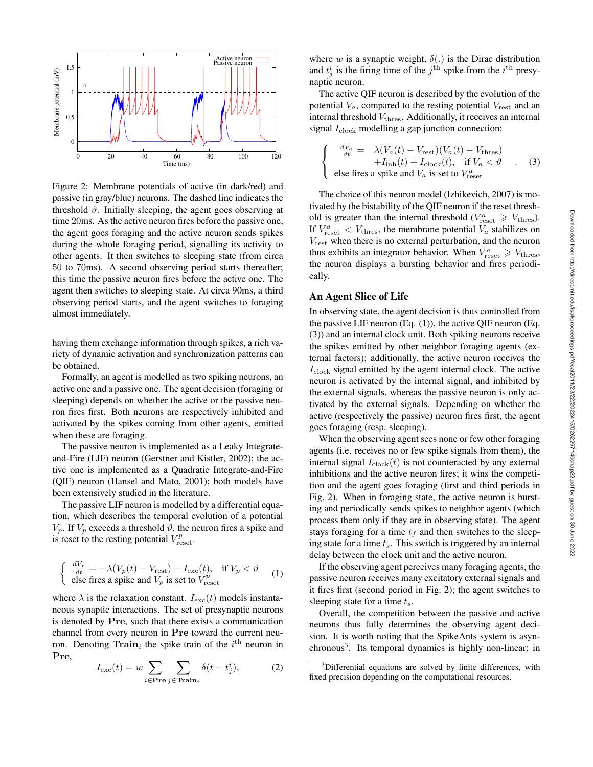Figure 2: Membrane potentials of active (in dark/red) and passive (in gray/blue) neurons. The dashed line indicates the threshold $\vartheta$. Initially sleeping, the agent goes observing at time 20ms. As the active neuron fires before the passive one, the agent goes foraging and the active neuron sends spikes during the whole foraging period, signalling its activity to other agents. It then switches to sleeping state (from circa 50 to 70ms). A second observing period starts thereafter; this time the passive neuron fires before the active one. The agent then switches to sleeping state. At circa 90ms, a third observing period starts, and the agent switches to foraging almost immediately.

having them exchange information through spikes, a rich variety of dynamic activation and synchronization patterns can be obtained.

Formally, an agent is modelled as two spiking neurons, an active one and a passive one. The agent decision (foraging or sleeping) depends on whether the active or the passive neuron fires first. Both neurons are respectively inhibited and activated by the spikes coming from other agents, emitted when these are foraging.

The passive neuron is implemented as a Leaky Integrate-and-Fire (LIF) neuron (Gerstner and Kistler, 2002); the active one is implemented as a Quadratic Integrate-and-Fire (QIF) neuron (Hansel and Mato, 2001); both models have been extensively studied in the literature.

The passive LIF neuron is modelled by a differential equation, which describes the temporal evolution of a potential $V_p$. If $V_p$ exceeds a threshold $\vartheta$, the neuron fires a spike and is reset to the resting potential $V^p_{\text{reset}}$.

$$\begin{cases} \frac{dV_p}{dt} = -\lambda(V_p(t) - V_{\text{rest}}) + I_{\text{exc}}(t), & \text{if } V_p < \vartheta \\ \text{else fires a spike and } V_p \text{ is set to } V^p_{\text{reset}} \end{cases} \quad (1)$$

where $\lambda$ is the relaxation constant. $I_{\text{exc}}(t)$ models instantaneous synaptic interactions. The set of presynaptic neurons is denoted by $\mathbf{Pre}$, such that there exists a communication channel from every neuron in $\mathbf{Pre}$ toward the current neuron. Denoting $\mathbf{Train}_i$ the spike train of the $i^{\text{th}}$ neuron in $\mathbf{Pre}$,

$$I_{\text{exc}}(t) = w \sum_{i \in \mathbf{Pre}} \sum_{j \in \mathbf{Train}_i} \delta(t - t^i_j), \quad (2)$$

where $w$ is a synaptic weight, $\delta(.)$ is the Dirac distribution and $t^i_j$ is the firing time of the $j^{\text{th}}$ spike from the $i^{\text{th}}$ presynaptic neuron.

The active QIF neuron is described by the evolution of the potential $V_a$, compared to the resting potential $V_{\text{rest}}$ and an internal threshold $V_{\text{thres}}$. Additionally, it receives an internal signal $I_{\text{clock}}$ modelling a gap junction connection:

$$\begin{cases} \frac{dV_a}{dt} = & \lambda(V_a(t) - V_{\text{rest}})(V_a(t) - V_{\text{thres}}) \\ & + I_{\text{inh}}(t) + I_{\text{clock}}(t), \quad \text{if } V_a < \vartheta \\ \text{else fires a spike and } V_a \text{ is set to } V^a_{\text{reset}} \end{cases} \quad . \quad (3)$$

The choice of this neuron model (Izhikevich, 2007) is motivated by the bistability of the QIF neuron if the reset threshold is greater than the internal threshold ($V^a_{\text{reset}} \geqslant V_{\text{thres}}$). If $V^a_{\text{reset}} < V_{\text{thres}}$, the membrane potential $V_a$ stabilizes on $V_{\text{rest}}$ when there is no external perturbation, and the neuron thus exhibits an integrator behavior. When $V^a_{\text{reset}} \geqslant V_{\text{thres}}$, the neuron displays a bursting behavior and fires periodically.

## An Agent Slice of Life

In observing state, the agent decision is thus controlled from the passive LIF neuron (Eq. (1)), the active QIF neuron (Eq. (3)) and an internal clock unit. Both spiking neurons receive the spikes emitted by other neighbor foraging agents (external factors); additionally, the active neuron receives the $I_{\text{clock}}$ signal emitted by the agent internal clock. The active neuron is activated by the internal signal, and inhibited by the external signals, whereas the passive neuron is only activated by the external signals. Depending on whether the active (respectively the passive) neuron fires first, the agent goes foraging (resp. sleeping).

When the observing agent sees none or few other foraging agents (i.e. receives no or few spike signals from them), the internal signal $I_{\text{clock}}(t)$ is not counteracted by any external inhibitions and the active neuron fires; it wins the competition and the agent goes foraging (first and third periods in Fig. 2). When in foraging state, the active neuron is bursting and periodically sends spikes to neighbor agents (which process them only if they are in observing state). The agent stays foraging for a time $t_f$ and then switches to the sleeping state for a time $t_s$. This switch is triggered by an internal delay between the clock unit and the active neuron.

If the observing agent perceives many foraging agents, the passive neuron receives many excitatory external signals and it fires first (second period in Fig. 2); the agent switches to sleeping state for a time $t_s$.

Overall, the competition between the passive and active neurons thus fully determines the observing agent decision. It is worth noting that the SpikeAnts system is asynchronous[3]. Its temporal dynamics is highly non-linear; in

[3]Differential equations are solved by finite differences, with fixed precision depending on the computational resources.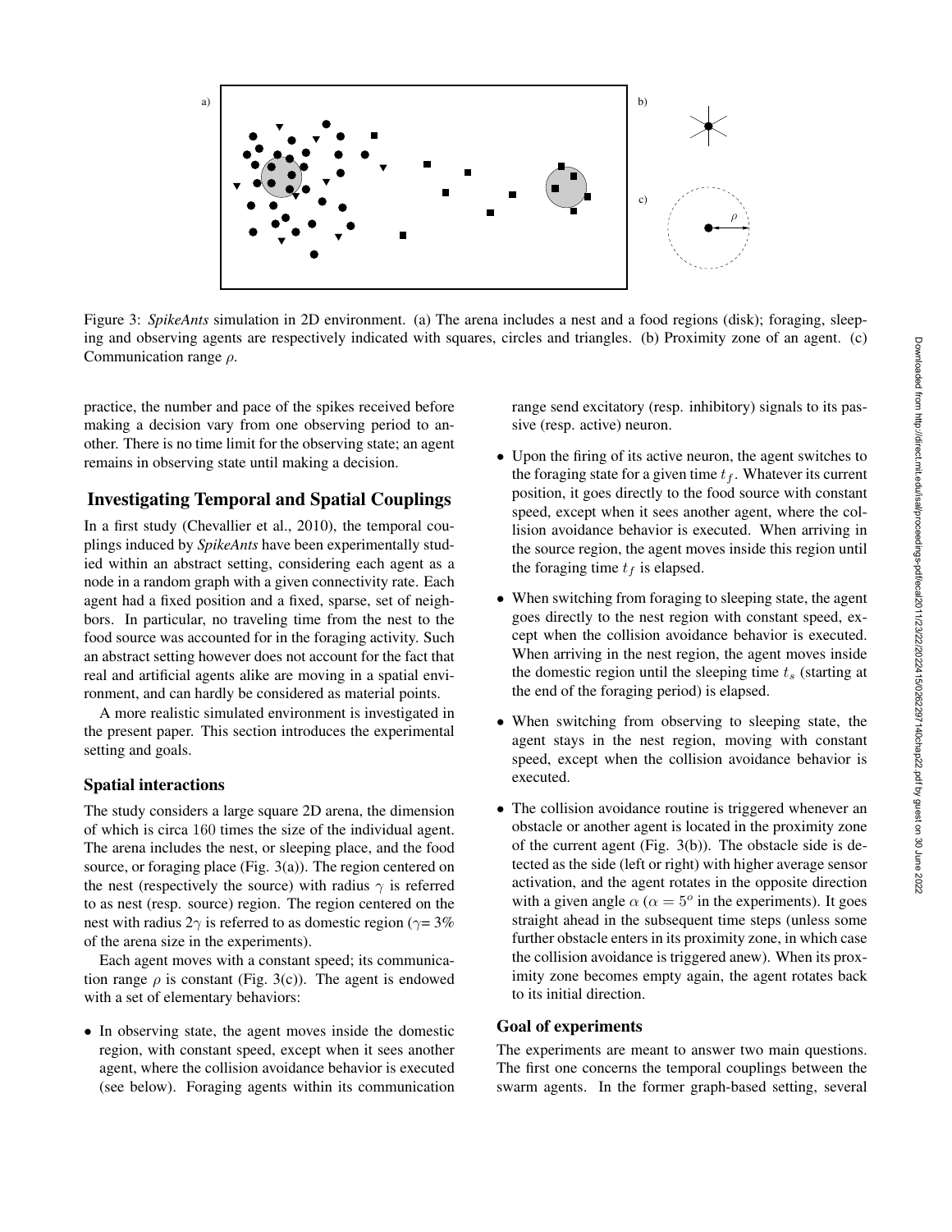Figure 3: *SpikeAnts* simulation in 2D environment. (a) The arena includes a nest and a food regions (disk); foraging, sleeping and observing agents are respectively indicated with squares, circles and triangles. (b) Proximity zone of an agent. (c) Communication range $\rho$.

practice, the number and pace of the spikes received before making a decision vary from one observing period to another. There is no time limit for the observing state; an agent remains in observing state until making a decision.

## Investigating Temporal and Spatial Couplings

In a first study (Chevallier et al., 2010), the temporal couplings induced by *SpikeAnts* have been experimentally studied within an abstract setting, considering each agent as a node in a random graph with a given connectivity rate. Each agent had a fixed position and a fixed, sparse, set of neighbors. In particular, no traveling time from the nest to the food source was accounted for in the foraging activity. Such an abstract setting however does not account for the fact that real and artificial agents alike are moving in a spatial environment, and can hardly be considered as material points.

A more realistic simulated environment is investigated in the present paper. This section introduces the experimental setting and goals.

### Spatial interactions

The study considers a large square 2D arena, the dimension of which is circa 160 times the size of the individual agent. The arena includes the nest, or sleeping place, and the food source, or foraging place (Fig. 3(a)). The region centered on the nest (respectively the source) with radius $\gamma$ is referred to as nest (resp. source) region. The region centered on the nest with radius $2\gamma$ is referred to as domestic region ($\gamma$= 3% of the arena size in the experiments).

Each agent moves with a constant speed; its communication range $\rho$ is constant (Fig. 3(c)). The agent is endowed with a set of elementary behaviors:

- In observing state, the agent moves inside the domestic region, with constant speed, except when it sees another agent, where the collision avoidance behavior is executed (see below). Foraging agents within its communication range send excitatory (resp. inhibitory) signals to its passive (resp. active) neuron.
- Upon the firing of its active neuron, the agent switches to the foraging state for a given time $t_f$. Whatever its current position, it goes directly to the food source with constant speed, except when it sees another agent, where the collision avoidance behavior is executed. When arriving in the source region, the agent moves inside this region until the foraging time $t_f$ is elapsed.
- When switching from foraging to sleeping state, the agent goes directly to the nest region with constant speed, except when the collision avoidance behavior is executed. When arriving in the nest region, the agent moves inside the domestic region until the sleeping time $t_s$ (starting at the end of the foraging period) is elapsed.
- When switching from observing to sleeping state, the agent stays in the nest region, moving with constant speed, except when the collision avoidance behavior is executed.
- The collision avoidance routine is triggered whenever an obstacle or another agent is located in the proximity zone of the current agent (Fig. 3(b)). The obstacle side is detected as the side (left or right) with higher average sensor activation, and the agent rotates in the opposite direction with a given angle $\alpha$ ($\alpha = 5^o$ in the experiments). It goes straight ahead in the subsequent time steps (unless some further obstacle enters in its proximity zone, in which case the collision avoidance is triggered anew). When its proximity zone becomes empty again, the agent rotates back to its initial direction.

### Goal of experiments

The experiments are meant to answer two main questions. The first one concerns the temporal couplings between the swarm agents. In the former graph-based setting, several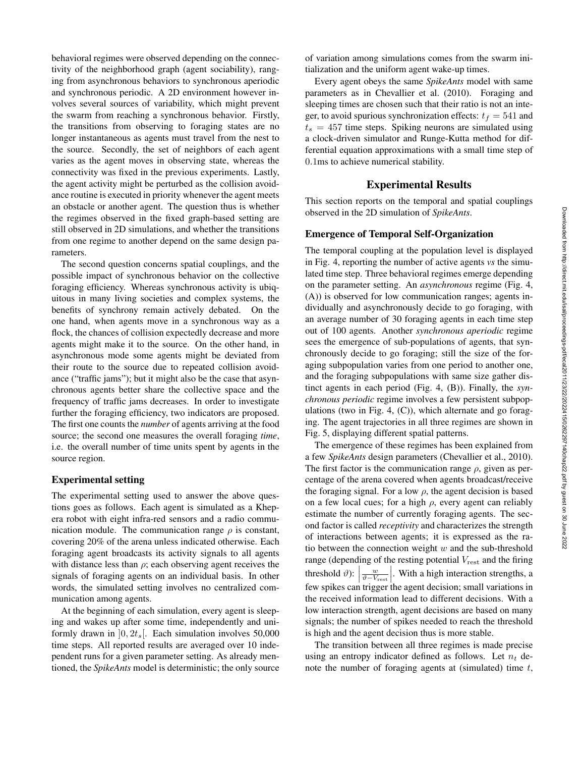behavioral regimes were observed depending on the connectivity of the neighborhood graph (agent sociability), ranging from asynchronous behaviors to synchronous aperiodic and synchronous periodic. A 2D environment however involves several sources of variability, which might prevent the swarm from reaching a synchronous behavior. Firstly, the transitions from observing to foraging states are no longer instantaneous as agents must travel from the nest to the source. Secondly, the set of neighbors of each agent varies as the agent moves in observing state, whereas the connectivity was fixed in the previous experiments. Lastly, the agent activity might be perturbed as the collision avoidance routine is executed in priority whenever the agent meets an obstacle or another agent. The question thus is whether the regimes observed in the fixed graph-based setting are still observed in 2D simulations, and whether the transitions from one regime to another depend on the same design parameters.

The second question concerns spatial couplings, and the possible impact of synchronous behavior on the collective foraging efficiency. Whereas synchronous activity is ubiquitous in many living societies and complex systems, the benefits of synchrony remain actively debated. On the one hand, when agents move in a synchronous way as a flock, the chances of collision expectedly decrease and more agents might make it to the source. On the other hand, in asynchronous mode some agents might be deviated from their route to the source due to repeated collision avoidance ("traffic jams"); but it might also be the case that asynchronous agents better share the collective space and the frequency of traffic jams decreases. In order to investigate further the foraging efficiency, two indicators are proposed. The first one counts the *number* of agents arriving at the food source; the second one measures the overall foraging *time*, i.e. the overall number of time units spent by agents in the source region.

### Experimental setting

The experimental setting used to answer the above questions goes as follows. Each agent is simulated as a Khepera robot with eight infra-red sensors and a radio communication module. The communication range $\rho$ is constant, covering 20% of the arena unless indicated otherwise. Each foraging agent broadcasts its activity signals to all agents with distance less than $\rho$; each observing agent receives the signals of foraging agents on an individual basis. In other words, the simulated setting involves no centralized communication among agents.

At the beginning of each simulation, every agent is sleeping and wakes up after some time, independently and uniformly drawn in $]0, 2t_s[$. Each simulation involves 50,000 time steps. All reported results are averaged over 10 independent runs for a given parameter setting. As already mentioned, the *SpikeAnts* model is deterministic; the only source of variation among simulations comes from the swarm initialization and the uniform agent wake-up times.

Every agent obeys the same *SpikeAnts* model with same parameters as in Chevallier et al. (2010). Foraging and sleeping times are chosen such that their ratio is not an integer, to avoid spurious synchronization effects: $t_f = 541$ and $t_s = 457$ time steps. Spiking neurons are simulated using a clock-driven simulator and Runge-Kutta method for differential equation approximations with a small time step of $0.1$ms to achieve numerical stability.

## Experimental Results

This section reports on the temporal and spatial couplings observed in the 2D simulation of *SpikeAnts*.

### Emergence of Temporal Self-Organization

The temporal coupling at the population level is displayed in Fig. 4, reporting the number of active agents *vs* the simulated time step. Three behavioral regimes emerge depending on the parameter setting. An *asynchronous* regime (Fig. 4, (A)) is observed for low communication ranges; agents individually and asynchronously decide to go foraging, with an average number of 30 foraging agents in each time step out of 100 agents. Another *synchronous aperiodic* regime sees the emergence of sub-populations of agents, that synchronously decide to go foraging; still the size of the foraging subpopulation varies from one period to another one, and the foraging subpopulations with same size gather distinct agents in each period (Fig. 4, (B)). Finally, the *synchronous periodic* regime involves a few persistent subpopulations (two in Fig. 4, (C)), which alternate and go foraging. The agent trajectories in all three regimes are shown in Fig. 5, displaying different spatial patterns.

The emergence of these regimes has been explained from a few *SpikeAnts* design parameters (Chevallier et al., 2010). The first factor is the communication range $\rho$, given as percentage of the arena covered when agents broadcast/receive the foraging signal. For a low $\rho$, the agent decision is based on a few local cues; for a high $\rho$, every agent can reliably estimate the number of currently foraging agents. The second factor is called *receptivity* and characterizes the strength of interactions between agents; it is expressed as the ratio between the connection weight $w$ and the sub-threshold range (depending of the resting potential $V_{\text{rest}}$ and the firing threshold $\vartheta$): $\left|\frac{w}{\vartheta - V_{\text{rest}}}\right|$. With a high interaction strengths, a few spikes can trigger the agent decision; small variations in the received information lead to different decisions. With a low interaction strength, agent decisions are based on many signals; the number of spikes needed to reach the threshold is high and the agent decision thus is more stable.

The transition between all three regimes is made precise using an entropy indicator defined as follows. Let $n_t$ denote the number of foraging agents at (simulated) time $t$,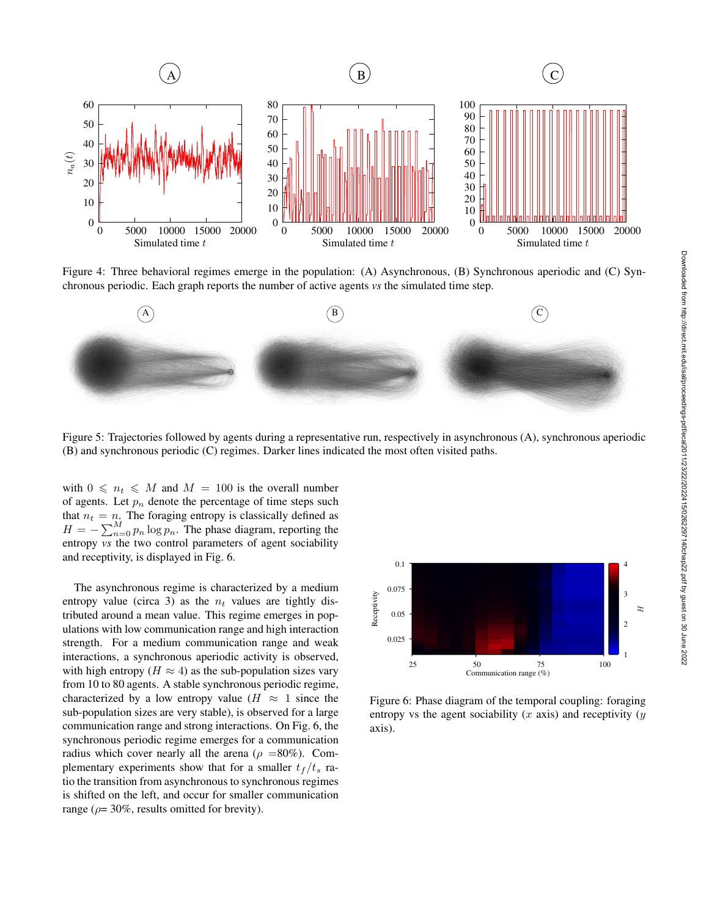Figure 4: Three behavioral regimes emerge in the population: (A) Asynchronous, (B) Synchronous aperiodic and (C) Synchronous periodic. Each graph reports the number of active agents *vs* the simulated time step.

Figure 5: Trajectories followed by agents during a representative run, respectively in asynchronous (A), synchronous aperiodic (B) and synchronous periodic (C) regimes. Darker lines indicated the most often visited paths.

with $0 \leqslant n_t \leqslant M$ and $M = 100$ is the overall number of agents. Let $p_n$ denote the percentage of time steps such that $n_t = n$. The foraging entropy is classically defined as $H = -\sum_{n=0}^{M} p_n \log p_n$. The phase diagram, reporting the entropy *vs* the two control parameters of agent sociability and receptivity, is displayed in Fig. 6.

The asynchronous regime is characterized by a medium entropy value (circa 3) as the $n_t$ values are tightly distributed around a mean value. This regime emerges in populations with low communication range and high interaction strength. For a medium communication range and weak interactions, a synchronous aperiodic activity is observed, with high entropy ($H \approx 4$) as the sub-population sizes vary from 10 to 80 agents. A stable synchronous periodic regime, characterized by a low entropy value ($H \approx 1$ since the sub-population sizes are very stable), is observed for a large communication range and strong interactions. On Fig. 6, the synchronous periodic regime emerges for a communication radius which cover nearly all the arena ($\rho$ =80%). Complementary experiments show that for a smaller $t_f/t_s$ ratio the transition from asynchronous to synchronous regimes is shifted on the left, and occur for smaller communication range ($\rho$= 30%, results omitted for brevity).

Figure 6: Phase diagram of the temporal coupling: foraging entropy vs the agent sociability ($x$ axis) and receptivity ($y$ axis).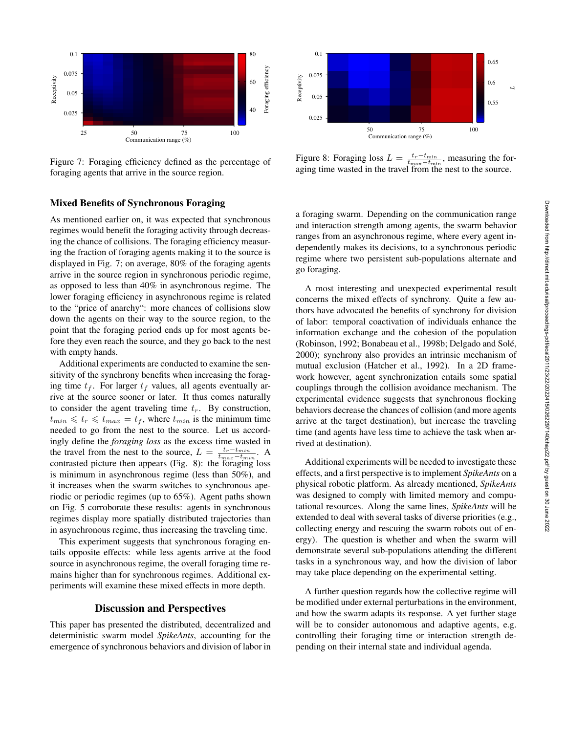Figure 7: Foraging efficiency defined as the percentage of foraging agents that arrive in the source region.

Figure 8: Foraging loss $L = \frac{t_r - t_{\min}}{t_{\max} - t_{\min}}$, measuring the foraging time wasted in the travel from the nest to the source.

### Mixed Benefits of Synchronous Foraging

As mentioned earlier on, it was expected that synchronous regimes would benefit the foraging activity through decreasing the chance of collisions. The foraging efficiency measuring the fraction of foraging agents making it to the source is displayed in Fig. 7; on average, 80% of the foraging agents arrive in the source region in synchronous periodic regime, as opposed to less than 40% in asynchronous regime. The lower foraging efficiency in asynchronous regime is related to the "price of anarchy": more chances of collisions slow down the agents on their way to the source region, to the point that the foraging period ends up for most agents before they even reach the source, and they go back to the nest with empty hands.

Additional experiments are conducted to examine the sensitivity of the synchrony benefits when increasing the foraging time $t_f$. For larger $t_f$ values, all agents eventually arrive at the source sooner or later. It thus comes naturally to consider the agent traveling time $t_r$. By construction, $t_{min} \leqslant t_r \leqslant t_{max} = t_f$, where $t_{min}$ is the minimum time needed to go from the nest to the source. Let us accordingly define the *foraging loss* as the excess time wasted in the travel from the nest to the source, $L = \frac{t_r - t_{min}}{t_{max} - t_{min}}$. A contrasted picture then appears (Fig. 8): the foraging loss is minimum in asynchronous regime (less than 50%), and it increases when the swarm switches to synchronous aperiodic or periodic regimes (up to 65%). Agent paths shown on Fig. 5 corroborate these results: agents in synchronous regimes display more spatially distributed trajectories than in asynchronous regime, thus increasing the traveling time.

This experiment suggests that synchronous foraging entails opposite effects: while less agents arrive at the food source in asynchronous regime, the overall foraging time remains higher than for synchronous regimes. Additional experiments will examine these mixed effects in more depth.

## Discussion and Perspectives

This paper has presented the distributed, decentralized and deterministic swarm model *SpikeAnts*, accounting for the emergence of synchronous behaviors and division of labor in a foraging swarm. Depending on the communication range and interaction strength among agents, the swarm behavior ranges from an asynchronous regime, where every agent independently makes its decisions, to a synchronous periodic regime where two persistent sub-populations alternate and go foraging.

A most interesting and unexpected experimental result concerns the mixed effects of synchrony. Quite a few authors have advocated the benefits of synchrony for division of labor: temporal coactivation of individuals enhance the information exchange and the cohesion of the population (Robinson, 1992; Bonabeau et al., 1998b; Delgado and Solé, 2000); synchrony also provides an intrinsic mechanism of mutual exclusion (Hatcher et al., 1992). In a 2D framework however, agent synchronization entails some spatial couplings through the collision avoidance mechanism. The experimental evidence suggests that synchronous flocking behaviors decrease the chances of collision (and more agents arrive at the target destination), but increase the traveling time (and agents have less time to achieve the task when arrived at destination).

Additional experiments will be needed to investigate these effects, and a first perspective is to implement *SpikeAnts* on a physical robotic platform. As already mentioned, *SpikeAnts* was designed to comply with limited memory and computational resources. Along the same lines, *SpikeAnts* will be extended to deal with several tasks of diverse priorities (e.g., collecting energy and rescuing the swarm robots out of energy). The question is whether and when the swarm will demonstrate several sub-populations attending the different tasks in a synchronous way, and how the division of labor may take place depending on the experimental setting.

A further question regards how the collective regime will be modified under external perturbations in the environment, and how the swarm adapts its response. A yet further stage will be to consider autonomous and adaptive agents, e.g. controlling their foraging time or interaction strength depending on their internal state and individual agenda.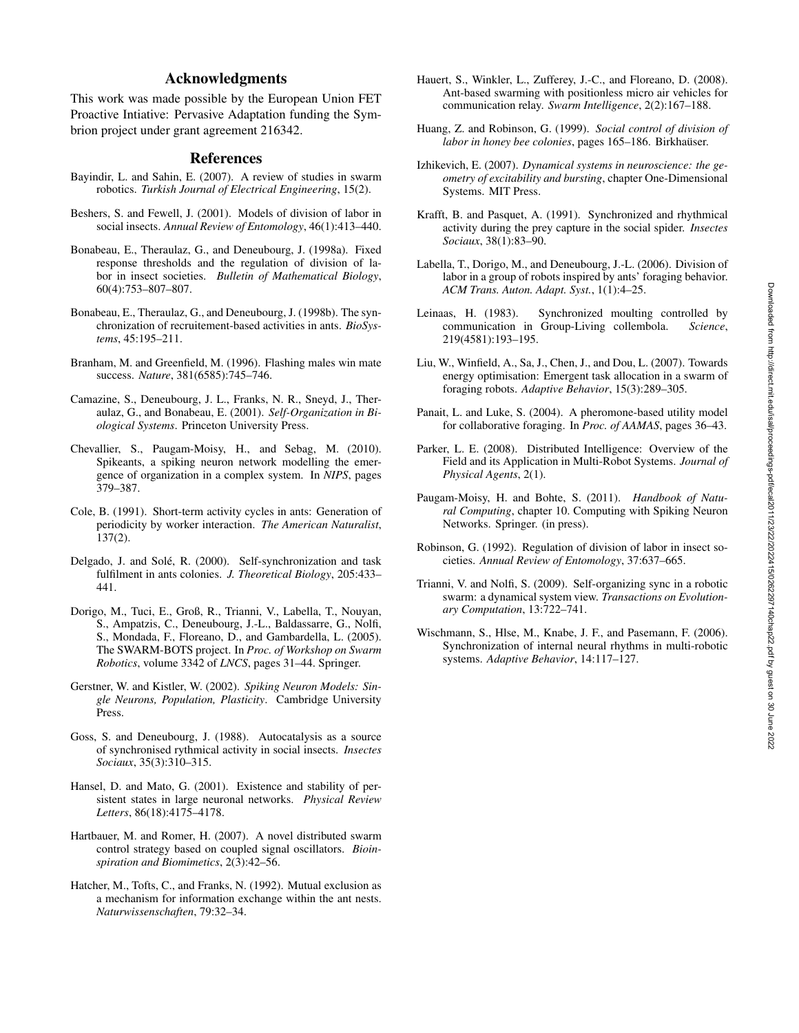## Acknowledgments

This work was made possible by the European Union FET Proactive Intiative: Pervasive Adaptation funding the Symbrion project under grant agreement 216342.

## References

Bayindir, L. and Sahin, E. (2007). A review of studies in swarm robotics. *Turkish Journal of Electrical Engineering*, 15(2).

Beshers, S. and Fewell, J. (2001). Models of division of labor in social insects. *Annual Review of Entomology*, 46(1):413–440.

Bonabeau, E., Theraulaz, G., and Deneubourg, J. (1998a). Fixed response thresholds and the regulation of division of labor in insect societies. *Bulletin of Mathematical Biology*, 60(4):753–807–807.

Bonabeau, E., Theraulaz, G., and Deneubourg, J. (1998b). The synchronization of recruitement-based activities in ants. *BioSystems*, 45:195–211.

Branham, M. and Greenfield, M. (1996). Flashing males win mate success. *Nature*, 381(6585):745–746.

Camazine, S., Deneubourg, J. L., Franks, N. R., Sneyd, J., Theraulaz, G., and Bonabeau, E. (2001). *Self-Organization in Biological Systems*. Princeton University Press.

Chevallier, S., Paugam-Moisy, H., and Sebag, M. (2010). Spikeants, a spiking neuron network modelling the emergence of organization in a complex system. In *NIPS*, pages 379–387.

Cole, B. (1991). Short-term activity cycles in ants: Generation of periodicity by worker interaction. *The American Naturalist*, 137(2).

Delgado, J. and Solé, R. (2000). Self-synchronization and task fulfilment in ants colonies. *J. Theoretical Biology*, 205:433–441.

Dorigo, M., Tuci, E., Groß, R., Trianni, V., Labella, T., Nouyan, S., Ampatzis, C., Deneubourg, J.-L., Baldassarre, G., Nolfi, S., Mondada, F., Floreano, D., and Gambardella, L. (2005). The SWARM-BOTS project. In *Proc. of Workshop on Swarm Robotics*, volume 3342 of *LNCS*, pages 31–44. Springer.

Gerstner, W. and Kistler, W. (2002). *Spiking Neuron Models: Single Neurons, Population, Plasticity*. Cambridge University Press.

Goss, S. and Deneubourg, J. (1988). Autocatalysis as a source of synchronised rythmical activity in social insects. *Insectes Sociaux*, 35(3):310–315.

Hansel, D. and Mato, G. (2001). Existence and stability of persistent states in large neuronal networks. *Physical Review Letters*, 86(18):4175–4178.

Hartbauer, M. and Romer, H. (2007). A novel distributed swarm control strategy based on coupled signal oscillators. *Bioinspiration and Biomimetics*, 2(3):42–56.

Hatcher, M., Tofts, C., and Franks, N. (1992). Mutual exclusion as a mechanism for information exchange within the ant nests. *Naturwissenschaften*, 79:32–34.

Hauert, S., Winkler, L., Zufferey, J.-C., and Floreano, D. (2008). Ant-based swarming with positionless micro air vehicles for communication relay. *Swarm Intelligence*, 2(2):167–188.

Huang, Z. and Robinson, G. (1999). *Social control of division of labor in honey bee colonies*, pages 165–186. Birkhaüser.

Izhikevich, E. (2007). *Dynamical systems in neuroscience: the geometry of excitability and bursting*, chapter One-Dimensional Systems. MIT Press.

Krafft, B. and Pasquet, A. (1991). Synchronized and rhythmical activity during the prey capture in the social spider. *Insectes Sociaux*, 38(1):83–90.

Labella, T., Dorigo, M., and Deneubourg, J.-L. (2006). Division of labor in a group of robots inspired by ants' foraging behavior. *ACM Trans. Auton. Adapt. Syst.*, 1(1):4–25.

Leinaas, H. (1983). Synchronized moulting controlled by communication in Group-Living collembola. *Science*, 219(4581):193–195.

Liu, W., Winfield, A., Sa, J., Chen, J., and Dou, L. (2007). Towards energy optimisation: Emergent task allocation in a swarm of foraging robots. *Adaptive Behavior*, 15(3):289–305.

Panait, L. and Luke, S. (2004). A pheromone-based utility model for collaborative foraging. In *Proc. of AAMAS*, pages 36–43.

Parker, L. E. (2008). Distributed Intelligence: Overview of the Field and its Application in Multi-Robot Systems. *Journal of Physical Agents*, 2(1).

Paugam-Moisy, H. and Bohte, S. (2011). *Handbook of Natural Computing*, chapter 10. Computing with Spiking Neuron Networks. Springer. (in press).

Robinson, G. (1992). Regulation of division of labor in insect societies. *Annual Review of Entomology*, 37:637–665.

Trianni, V. and Nolfi, S. (2009). Self-organizing sync in a robotic swarm: a dynamical system view. *Transactions on Evolutionary Computation*, 13:722–741.

Wischmann, S., Hlse, M., Knabe, J. F., and Pasemann, F. (2006). Synchronization of internal neural rhythms in multi-robotic systems. *Adaptive Behavior*, 14:117–127.